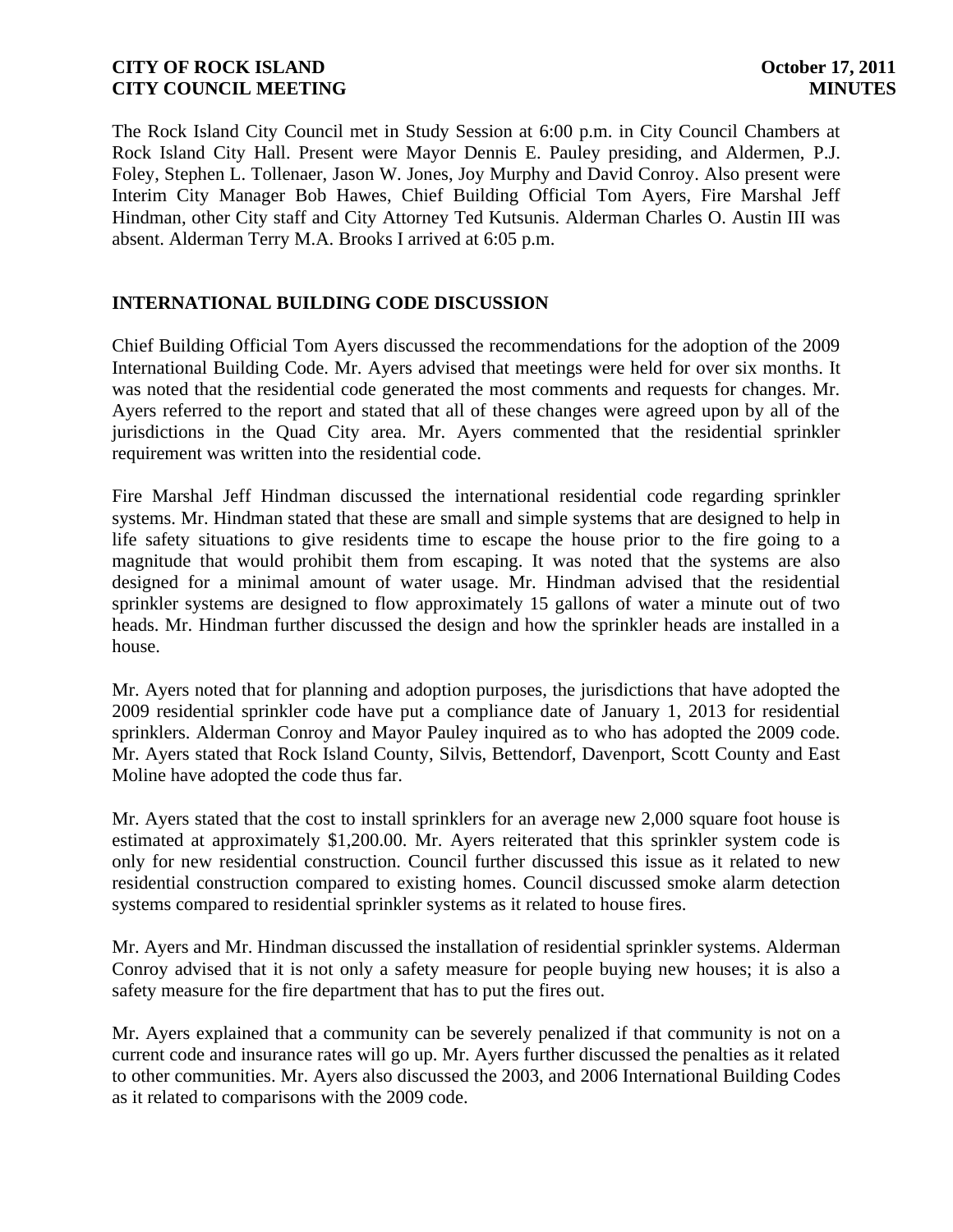The Rock Island City Council met in Study Session at 6:00 p.m. in City Council Chambers at Rock Island City Hall. Present were Mayor Dennis E. Pauley presiding, and Aldermen, P.J. Foley, Stephen L. Tollenaer, Jason W. Jones, Joy Murphy and David Conroy. Also present were Interim City Manager Bob Hawes, Chief Building Official Tom Ayers, Fire Marshal Jeff Hindman, other City staff and City Attorney Ted Kutsunis. Alderman Charles O. Austin III was absent. Alderman Terry M.A. Brooks I arrived at 6:05 p.m.

## INTERNATIONAL BUILDING CODE DISCUSSION

Chief Building Official Tom Ayers discussed the recommendations for the adoption of the 2009 International Building Code. Mr. Ayers advised that meetings were held for over six months. It was noted that the residential code generated the most comments and requests for changes. Mr. Ayers referred to the report and stated that all of these changes were agreed upon by all of the jurisdictions in the Quad City area. Mr. Ayers commented that the residential sprinkler requirement was written into the residential code.

Fire Marshal Jeff Hindman discussed the international residential code regarding sprinkler systems. Mr. Hindman stated that these are small and simple systems that are designed to help in life safety situations to give residents time to escape the house prior to the fire going to a magnitude that would prohibit them from escaping. It was noted that the systems are also designed for a minimal amount of water usage. Mr. Hindman advised that the residential sprinkler systems are designed to flow approximately 15 gallons of water a minute out of two heads. Mr. Hindman further discussed the design and how the sprinkler heads are installed in a house.

Mr. Ayers noted that for planning and adoption purposes, the jurisdictions that have adopted the 2009 residential sprinkler code have put a compliance date of January 1, 2013 for residential sprinklers. Alderman Conroy and Mayor Pauley inquired as to who has adopted the 2009 code. Mr. Ayers stated that Rock Island County, Silvis, Bettendorf, Davenport, Scott County and East Moline have adopted the code thus far.

Mr. Ayers stated that the cost to install sprinklers for an average new 2,000 square foot house is estimated at approximately $1,200.00. Mr. Ayers reiterated that this sprinkler system code is only for new residential construction. Council further discussed this issue as it related to new residential construction compared to existing homes. Council discussed smoke alarm detection systems compared to residential sprinkler systems as it related to house fires.

Mr. Ayers and Mr. Hindman discussed the installation of residential sprinkler systems. Alderman Conroy advised that it is not only a safety measure for people buying new houses; it is also a safety measure for the fire department that has to put the fires out.

Mr. Ayers explained that a community can be severely penalized if that community is not on a current code and insurance rates will go up. Mr. Ayers further discussed the penalties as it related to other communities. Mr. Ayers also discussed the 2003, and 2006 International Building Codes as it related to comparisons with the 2009 code.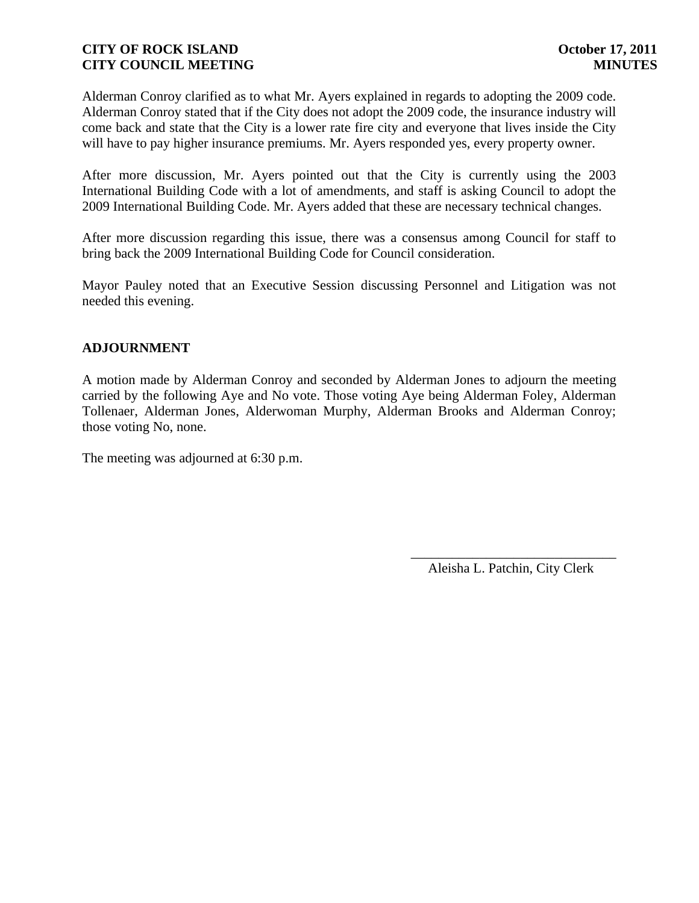Alderman Conroy clarified as to what Mr. Ayers explained in regards to adopting the 2009 code. Alderman Conroy stated that if the City does not adopt the 2009 code, the insurance industry will come back and state that the City is a lower rate fire city and everyone that lives inside the City will have to pay higher insurance premiums. Mr. Ayers responded yes, every property owner.

After more discussion, Mr. Ayers pointed out that the City is currently using the 2003 International Building Code with a lot of amendments, and staff is asking Council to adopt the 2009 International Building Code. Mr. Ayers added that these are necessary technical changes.

After more discussion regarding this issue, there was a consensus among Council for staff to bring back the 2009 International Building Code for Council consideration.

Mayor Pauley noted that an Executive Session discussing Personnel and Litigation was not needed this evening.

## ADJOURNMENT

A motion made by Alderman Conroy and seconded by Alderman Jones to adjourn the meeting carried by the following Aye and No vote. Those voting Aye being Alderman Foley, Alderman Tollenaer, Alderman Jones, Alderwoman Murphy, Alderman Brooks and Alderman Conroy; those voting No, none.

The meeting was adjourned at 6:30 p.m.

\_\_\_\_\_\_\_\_\_\_\_\_\_\_\_\_\_\_\_\_\_\_\_\_\_\_\_\_\_\_

Aleisha L. Patchin, City Clerk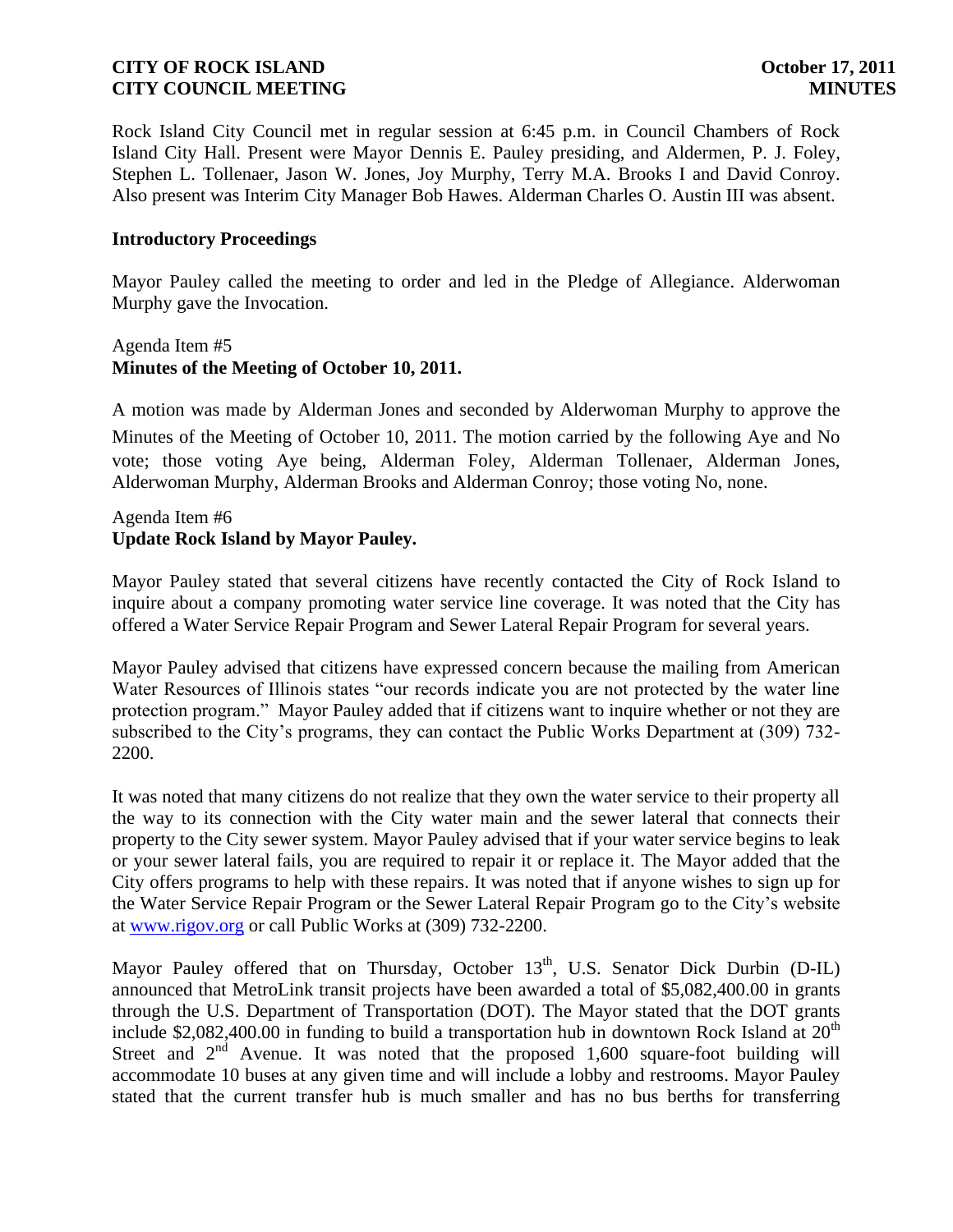Rock Island City Council met in regular session at 6:45 p.m. in Council Chambers of Rock Island City Hall. Present were Mayor Dennis E. Pauley presiding, and Aldermen, P. J. Foley, Stephen L. Tollenaer, Jason W. Jones, Joy Murphy, Terry M.A. Brooks I and David Conroy. Also present was Interim City Manager Bob Hawes. Alderman Charles O. Austin III was absent.

**Introductory Proceedings**

Mayor Pauley called the meeting to order and led in the Pledge of Allegiance. Alderwoman Murphy gave the Invocation.

Agenda Item #5
**Minutes of the Meeting of October 10, 2011.**

A motion was made by Alderman Jones and seconded by Alderwoman Murphy to approve the Minutes of the Meeting of October 10, 2011. The motion carried by the following Aye and No vote; those voting Aye being, Alderman Foley, Alderman Tollenaer, Alderman Jones, Alderwoman Murphy, Alderman Brooks and Alderman Conroy; those voting No, none.

Agenda Item #6
**Update Rock Island by Mayor Pauley.**

Mayor Pauley stated that several citizens have recently contacted the City of Rock Island to inquire about a company promoting water service line coverage. It was noted that the City has offered a Water Service Repair Program and Sewer Lateral Repair Program for several years.

Mayor Pauley advised that citizens have expressed concern because the mailing from American Water Resources of Illinois states "our records indicate you are not protected by the water line protection program." Mayor Pauley added that if citizens want to inquire whether or not they are subscribed to the City's programs, they can contact the Public Works Department at (309) 732-2200.

It was noted that many citizens do not realize that they own the water service to their property all the way to its connection with the City water main and the sewer lateral that connects their property to the City sewer system. Mayor Pauley advised that if your water service begins to leak or your sewer lateral fails, you are required to repair it or replace it. The Mayor added that the City offers programs to help with these repairs. It was noted that if anyone wishes to sign up for the Water Service Repair Program or the Sewer Lateral Repair Program go to the City's website at www.rigov.org or call Public Works at (309) 732-2200.

Mayor Pauley offered that on Thursday, October 13th, U.S. Senator Dick Durbin (D-IL) announced that MetroLink transit projects have been awarded a total of $5,082,400.00 in grants through the U.S. Department of Transportation (DOT). The Mayor stated that the DOT grants include $2,082,400.00 in funding to build a transportation hub in downtown Rock Island at 20th Street and 2nd Avenue. It was noted that the proposed 1,600 square-foot building will accommodate 10 buses at any given time and will include a lobby and restrooms. Mayor Pauley stated that the current transfer hub is much smaller and has no bus berths for transferring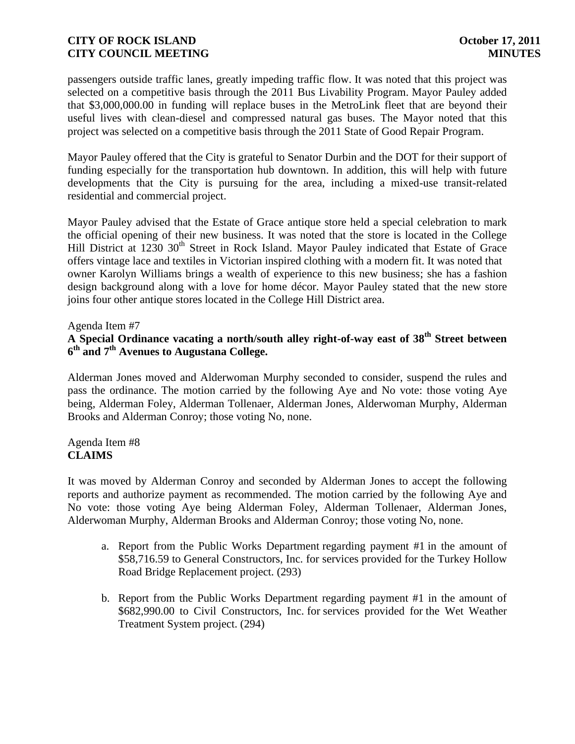passengers outside traffic lanes, greatly impeding traffic flow. It was noted that this project was selected on a competitive basis through the 2011 Bus Livability Program. Mayor Pauley added that $3,000,000.00 in funding will replace buses in the MetroLink fleet that are beyond their useful lives with clean-diesel and compressed natural gas buses. The Mayor noted that this project was selected on a competitive basis through the 2011 State of Good Repair Program.

Mayor Pauley offered that the City is grateful to Senator Durbin and the DOT for their support of funding especially for the transportation hub downtown. In addition, this will help with future developments that the City is pursuing for the area, including a mixed-use transit-related residential and commercial project.

Mayor Pauley advised that the Estate of Grace antique store held a special celebration to mark the official opening of their new business. It was noted that the store is located in the College Hill District at 1230 30th Street in Rock Island. Mayor Pauley indicated that Estate of Grace offers vintage lace and textiles in Victorian inspired clothing with a modern fit. It was noted that owner Karolyn Williams brings a wealth of experience to this new business; she has a fashion design background along with a love for home décor. Mayor Pauley stated that the new store joins four other antique stores located in the College Hill District area.

Agenda Item #7
**A Special Ordinance vacating a north/south alley right-of-way east of 38th Street between 6th and 7th Avenues to Augustana College.**

Alderman Jones moved and Alderwoman Murphy seconded to consider, suspend the rules and pass the ordinance. The motion carried by the following Aye and No vote: those voting Aye being, Alderman Foley, Alderman Tollenaer, Alderman Jones, Alderwoman Murphy, Alderman Brooks and Alderman Conroy; those voting No, none.

Agenda Item #8
**CLAIMS**

It was moved by Alderman Conroy and seconded by Alderman Jones to accept the following reports and authorize payment as recommended. The motion carried by the following Aye and No vote: those voting Aye being Alderman Foley, Alderman Tollenaer, Alderman Jones, Alderwoman Murphy, Alderman Brooks and Alderman Conroy; those voting No, none.

a. Report from the Public Works Department regarding payment #1 in the amount of $58,716.59 to General Constructors, Inc. for services provided for the Turkey Hollow Road Bridge Replacement project. (293)

b. Report from the Public Works Department regarding payment #1 in the amount of $682,990.00 to Civil Constructors, Inc. for services provided for the Wet Weather Treatment System project. (294)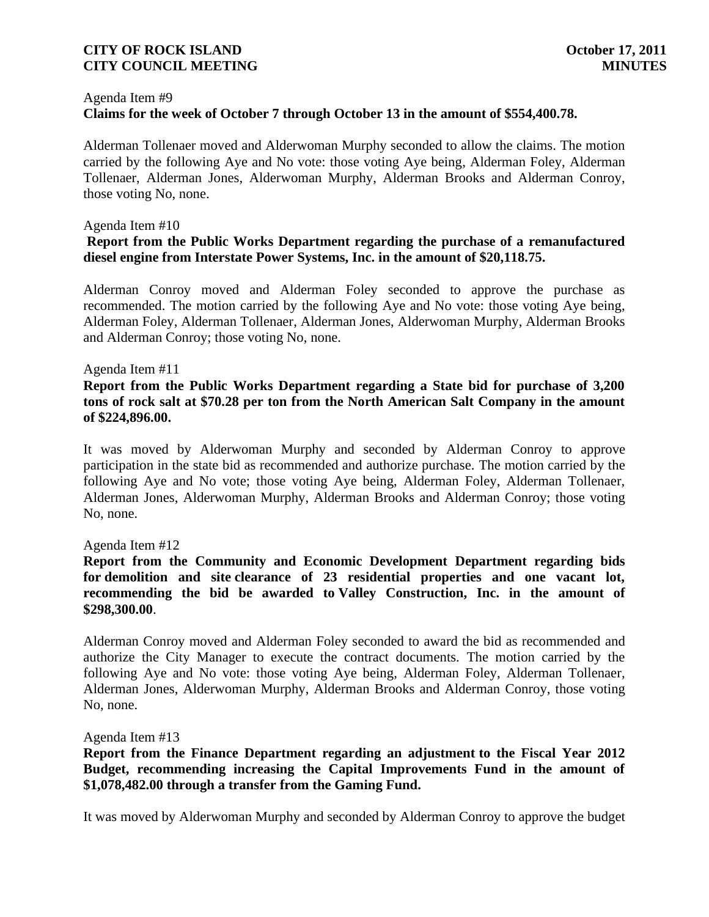Agenda Item #9
**Claims for the week of October 7 through October 13 in the amount of $554,400.78.**

Alderman Tollenaer moved and Alderwoman Murphy seconded to allow the claims. The motion carried by the following Aye and No vote: those voting Aye being, Alderman Foley, Alderman Tollenaer, Alderman Jones, Alderwoman Murphy, Alderman Brooks and Alderman Conroy, those voting No, none.

Agenda Item #10
**Report from the Public Works Department regarding the purchase of a remanufactured diesel engine from Interstate Power Systems, Inc. in the amount of $20,118.75.**

Alderman Conroy moved and Alderman Foley seconded to approve the purchase as recommended. The motion carried by the following Aye and No vote: those voting Aye being, Alderman Foley, Alderman Tollenaer, Alderman Jones, Alderwoman Murphy, Alderman Brooks and Alderman Conroy; those voting No, none.

Agenda Item #11
**Report from the Public Works Department regarding a State bid for purchase of 3,200 tons of rock salt at $70.28 per ton from the North American Salt Company in the amount of $224,896.00.**

It was moved by Alderwoman Murphy and seconded by Alderman Conroy to approve participation in the state bid as recommended and authorize purchase. The motion carried by the following Aye and No vote; those voting Aye being, Alderman Foley, Alderman Tollenaer, Alderman Jones, Alderwoman Murphy, Alderman Brooks and Alderman Conroy; those voting No, none.

Agenda Item #12
**Report from the Community and Economic Development Department regarding bids for demolition and site clearance of 23 residential properties and one vacant lot, recommending the bid be awarded to Valley Construction, Inc. in the amount of $298,300.00**.

Alderman Conroy moved and Alderman Foley seconded to award the bid as recommended and authorize the City Manager to execute the contract documents. The motion carried by the following Aye and No vote: those voting Aye being, Alderman Foley, Alderman Tollenaer, Alderman Jones, Alderwoman Murphy, Alderman Brooks and Alderman Conroy, those voting No, none.

Agenda Item #13
**Report from the Finance Department regarding an adjustment to the Fiscal Year 2012 Budget, recommending increasing the Capital Improvements Fund in the amount of $1,078,482.00 through a transfer from the Gaming Fund.**

It was moved by Alderwoman Murphy and seconded by Alderman Conroy to approve the budget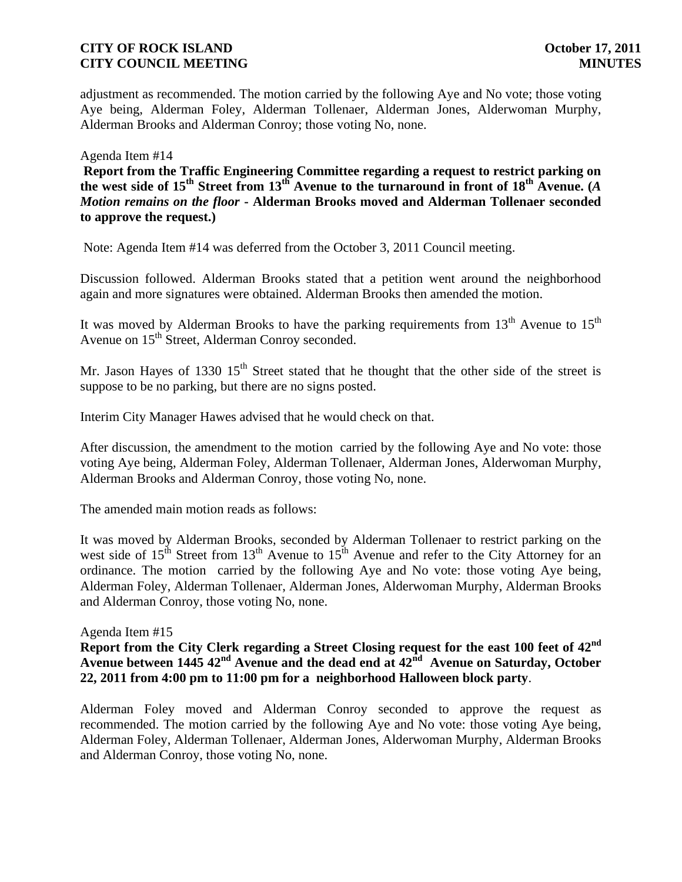adjustment as recommended. The motion carried by the following Aye and No vote; those voting Aye being, Alderman Foley, Alderman Tollenaer, Alderman Jones, Alderwoman Murphy, Alderman Brooks and Alderman Conroy; those voting No, none.

Agenda Item #14

**Report from the Traffic Engineering Committee regarding a request to restrict parking on the west side of 15th Street from 13th Avenue to the turnaround in front of 18th Avenue. (*A Motion remains on the floor* - Alderman Brooks moved and Alderman Tollenaer seconded to approve the request.)**

Note: Agenda Item #14 was deferred from the October 3, 2011 Council meeting.

Discussion followed. Alderman Brooks stated that a petition went around the neighborhood again and more signatures were obtained. Alderman Brooks then amended the motion.

It was moved by Alderman Brooks to have the parking requirements from 13th Avenue to 15th Avenue on 15th Street, Alderman Conroy seconded.

Mr. Jason Hayes of 1330 15th Street stated that he thought that the other side of the street is suppose to be no parking, but there are no signs posted.

Interim City Manager Hawes advised that he would check on that.

After discussion, the amendment to the motion carried by the following Aye and No vote: those voting Aye being, Alderman Foley, Alderman Tollenaer, Alderman Jones, Alderwoman Murphy, Alderman Brooks and Alderman Conroy, those voting No, none.

The amended main motion reads as follows:

It was moved by Alderman Brooks, seconded by Alderman Tollenaer to restrict parking on the west side of 15th Street from 13th Avenue to 15th Avenue and refer to the City Attorney for an ordinance. The motion carried by the following Aye and No vote: those voting Aye being, Alderman Foley, Alderman Tollenaer, Alderman Jones, Alderwoman Murphy, Alderman Brooks and Alderman Conroy, those voting No, none.

Agenda Item #15

**Report from the City Clerk regarding a Street Closing request for the east 100 feet of 42nd Avenue between 1445 42nd Avenue and the dead end at 42nd Avenue on Saturday, October 22, 2011 from 4:00 pm to 11:00 pm for a neighborhood Halloween block party**.

Alderman Foley moved and Alderman Conroy seconded to approve the request as recommended. The motion carried by the following Aye and No vote: those voting Aye being, Alderman Foley, Alderman Tollenaer, Alderman Jones, Alderwoman Murphy, Alderman Brooks and Alderman Conroy, those voting No, none.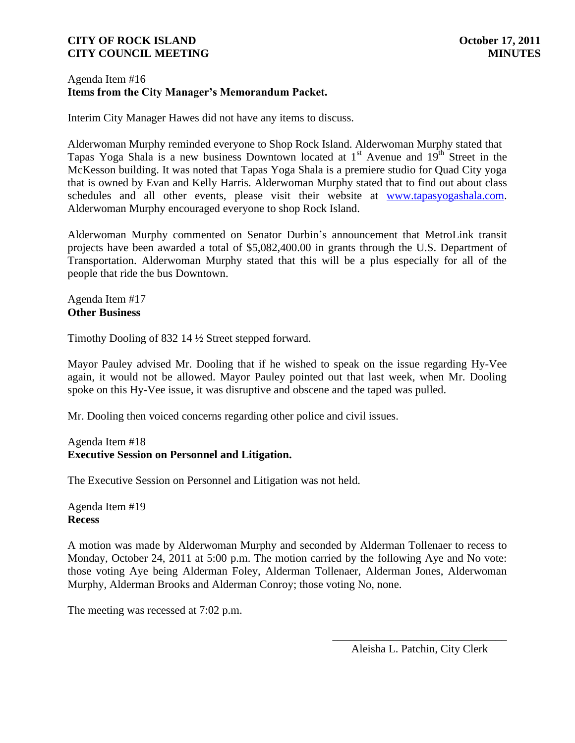Agenda Item #16
**Items from the City Manager's Memorandum Packet.**

Interim City Manager Hawes did not have any items to discuss.

Alderwoman Murphy reminded everyone to Shop Rock Island. Alderwoman Murphy stated that Tapas Yoga Shala is a new business Downtown located at 1st Avenue and 19th Street in the McKesson building. It was noted that Tapas Yoga Shala is a premiere studio for Quad City yoga that is owned by Evan and Kelly Harris. Alderwoman Murphy stated that to find out about class schedules and all other events, please visit their website at www.tapasyogashala.com. Alderwoman Murphy encouraged everyone to shop Rock Island.

Alderwoman Murphy commented on Senator Durbin's announcement that MetroLink transit projects have been awarded a total of $5,082,400.00 in grants through the U.S. Department of Transportation. Alderwoman Murphy stated that this will be a plus especially for all of the people that ride the bus Downtown.

Agenda Item #17
**Other Business**

Timothy Dooling of 832 14 ½ Street stepped forward.

Mayor Pauley advised Mr. Dooling that if he wished to speak on the issue regarding Hy-Vee again, it would not be allowed. Mayor Pauley pointed out that last week, when Mr. Dooling spoke on this Hy-Vee issue, it was disruptive and obscene and the taped was pulled.

Mr. Dooling then voiced concerns regarding other police and civil issues.

Agenda Item #18
**Executive Session on Personnel and Litigation.**

The Executive Session on Personnel and Litigation was not held.

Agenda Item #19
**Recess**

A motion was made by Alderwoman Murphy and seconded by Alderman Tollenaer to recess to Monday, October 24, 2011 at 5:00 p.m. The motion carried by the following Aye and No vote: those voting Aye being Alderman Foley, Alderman Tollenaer, Alderman Jones, Alderwoman Murphy, Alderman Brooks and Alderman Conroy; those voting No, none.

The meeting was recessed at 7:02 p.m.

\_\_\_\_\_\_\_\_\_\_\_\_\_\_\_\_\_\_\_\_\_\_\_\_\_\_\_\_\_\_\_\_

Aleisha L. Patchin, City Clerk